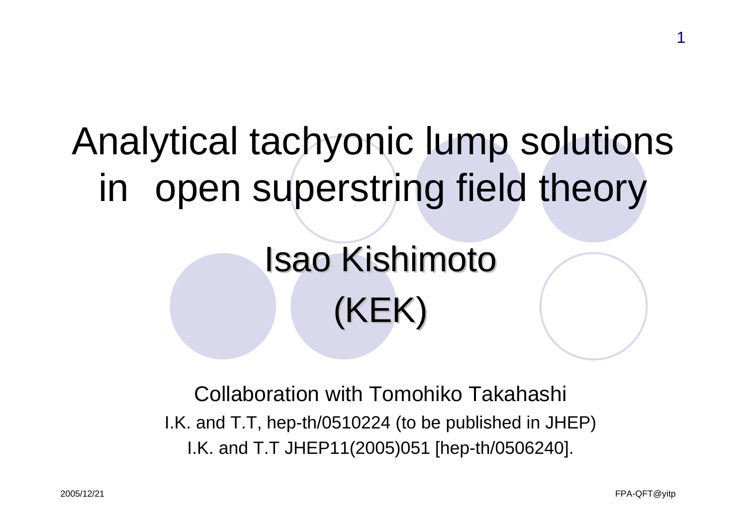# Analytical tachyonic lump solutions in open superstring field theory

## Isao Kishimoto

## (KEK)

Collaboration with Tomohiko Takahashi

I.K. and T.T, hep-th/0510224 (to be published in JHEP)

I.K. and T.T JHEP11(2005)051 [hep-th/0506240].

2005/12/21

FPA-QFT@yitp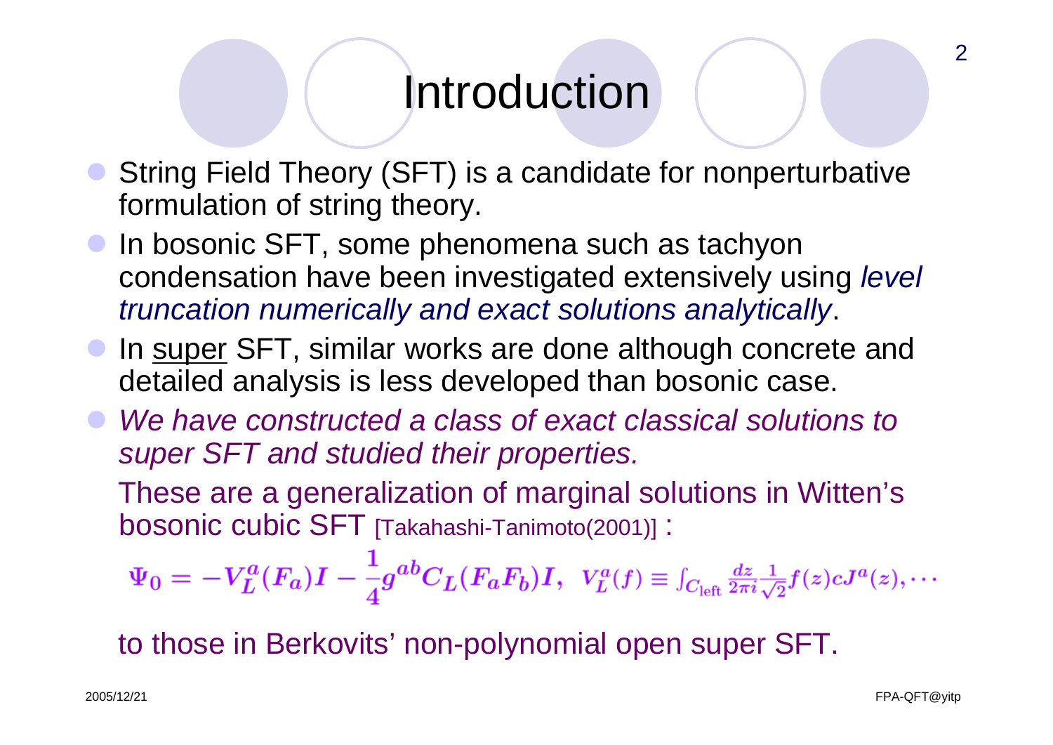# Introduction

- String Field Theory (SFT) is a candidate for nonperturbative formulation of string theory.
- In bosonic SFT, some phenomena such as tachyon condensation have been investigated extensively using *level truncation numerically and exact solutions analytically*.
- In <u>super</u> SFT, similar works are done although concrete and detailed analysis is less developed than bosonic case.
- *We have constructed a class of exact classical solutions to super SFT and studied their properties.*

  These are a generalization of marginal solutions in Witten's bosonic cubic SFT [Takahashi-Tanimoto(2001)] :

$$\Psi_0 = -V_L^a(F_a)I - \frac{1}{4}g^{ab}C_L(F_aF_b)I, \quad V_L^a(f) \equiv \int_{C_{\rm left}} \frac{dz}{2\pi i}\frac{1}{\sqrt{2}}f(z)cJ^a(z), \cdots$$

  to those in Berkovits' non-polynomial open super SFT.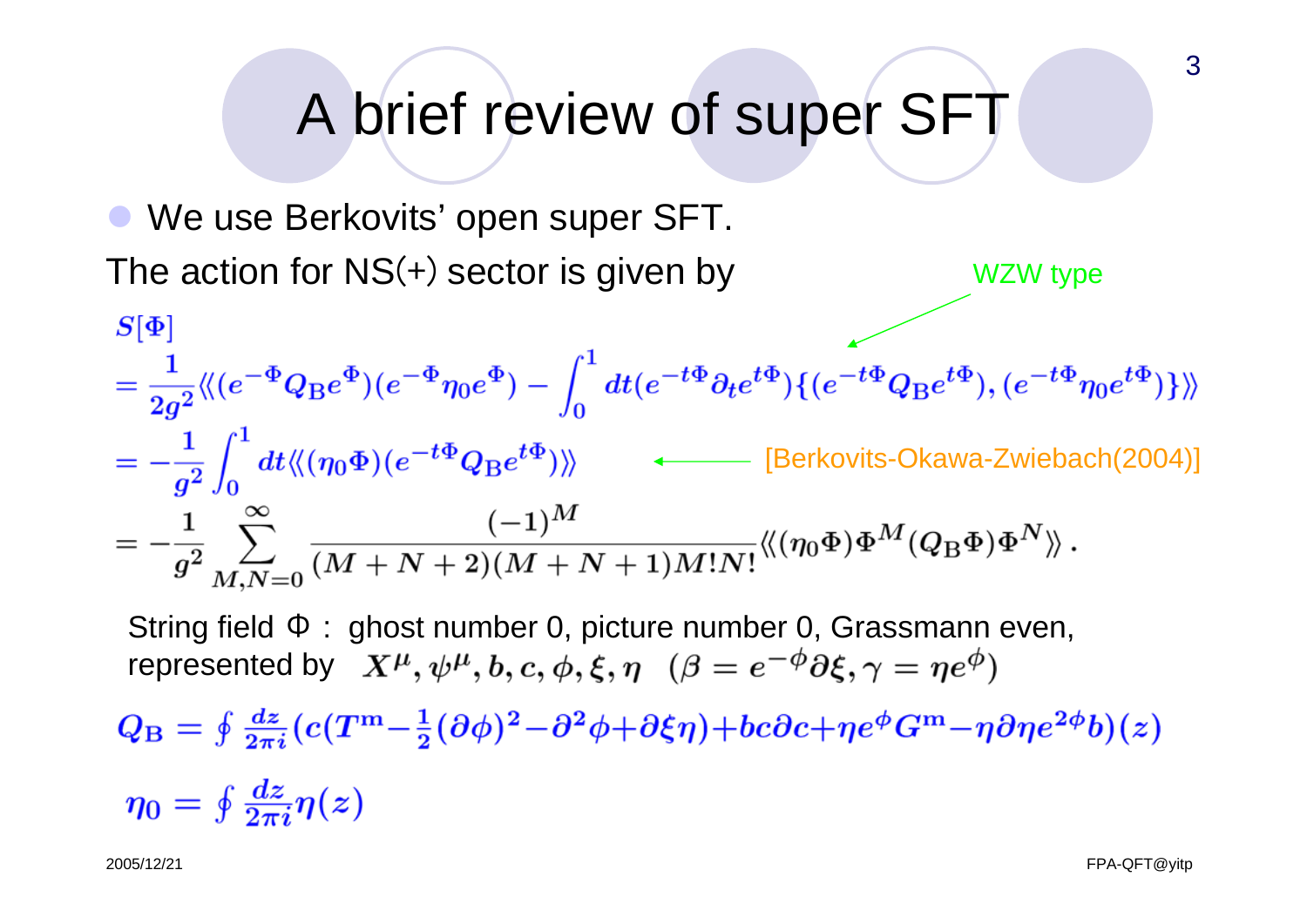# A brief review of super SFT

- We use Berkovits' open super SFT.

The action for NS(+) sector is given by

WZW type

$$
\begin{aligned}
S[\Phi] &= \frac{1}{2g^2}\langle\langle (e^{-\Phi}Q_{\mathrm{B}}e^{\Phi})(e^{-\Phi}\eta_0 e^{\Phi}) - \int_0^1 dt (e^{-t\Phi}\partial_t e^{t\Phi})\{(e^{-t\Phi}Q_{\mathrm{B}}e^{t\Phi}),(e^{-t\Phi}\eta_0 e^{t\Phi})\}\rangle\rangle \\
&= -\frac{1}{g^2}\int_0^1 dt \langle\langle (\eta_0\Phi)(e^{-t\Phi}Q_{\mathrm{B}}e^{t\Phi})\rangle\rangle \\
&= -\frac{1}{g^2}\sum_{M,N=0}^{\infty}\frac{(-1)^M}{(M+N+2)(M+N+1)M!N!}\langle\langle (\eta_0\Phi)\Phi^M(Q_{\mathrm{B}}\Phi)\Phi^N\rangle\rangle\,.
\end{aligned}
$$

[Berkovits-Okawa-Zwiebach(2004)]

String field $\Phi$ : ghost number 0, picture number 0, Grassmann even, represented by $X^\mu, \psi^\mu, b, c, \phi, \xi, \eta \quad (\beta = e^{-\phi}\partial\xi, \gamma = \eta e^{\phi})$

$$
Q_{\mathrm{B}} = \oint \frac{dz}{2\pi i}(c(T^{\mathrm{m}} - \tfrac{1}{2}(\partial\phi)^2 - \partial^2\phi + \partial\xi\eta) + bc\partial c + \eta e^{\phi}G^{\mathrm{m}} - \eta\partial\eta e^{2\phi}b)(z)
$$

$$
\eta_0 = \oint \frac{dz}{2\pi i}\eta(z)
$$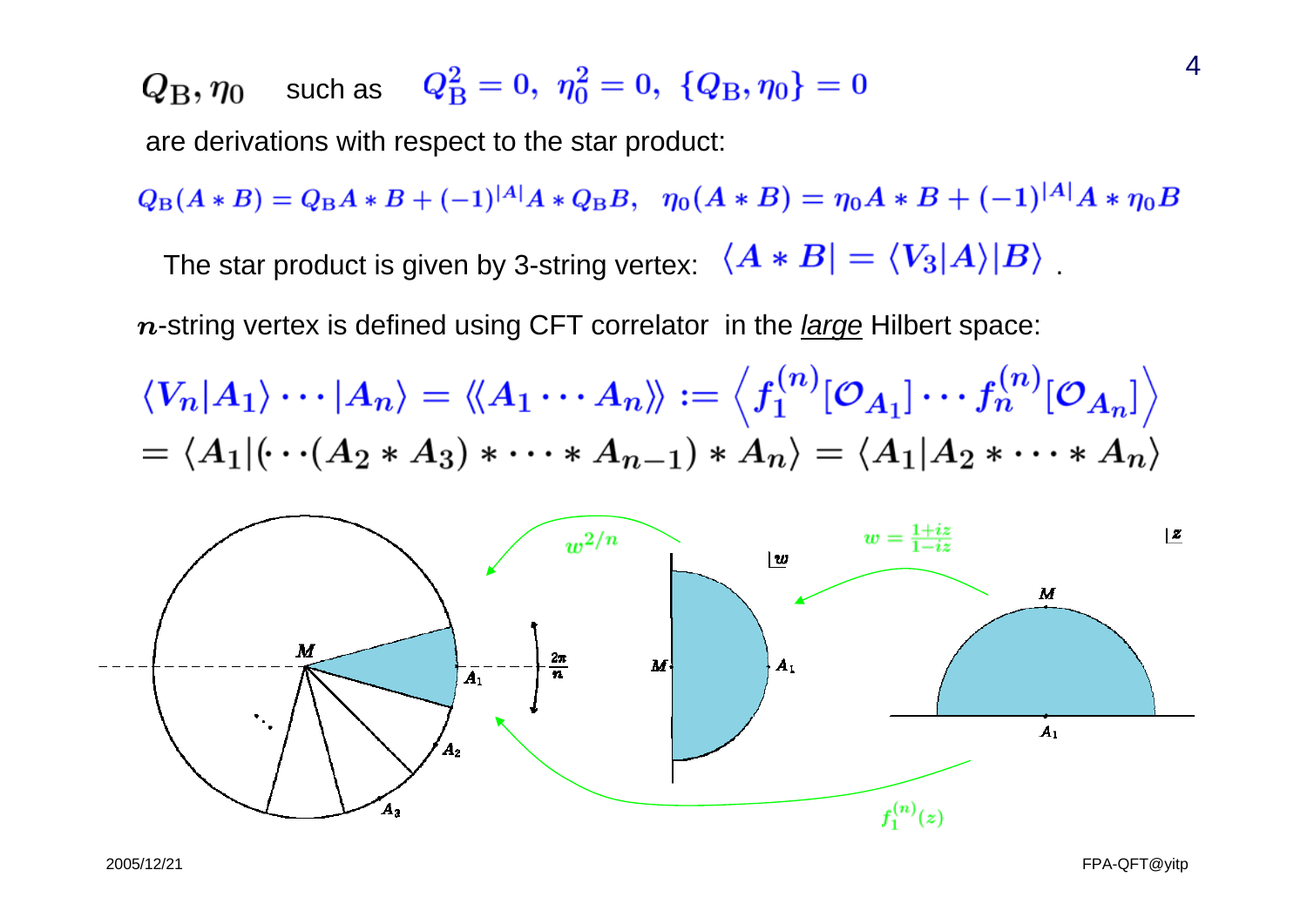$Q_{\rm B}, \eta_0$ such as $Q_{\rm B}^2 = 0,\ \eta_0^2 = 0,\ \{Q_{\rm B}, \eta_0\} = 0$

are derivations with respect to the star product:

$$Q_{\rm B}(A * B) = Q_{\rm B}A * B + (-1)^{|A|} A * Q_{\rm B}B, \quad \eta_0(A * B) = \eta_0 A * B + (-1)^{|A|} A * \eta_0 B$$

The star product is given by 3-string vertex: $\langle A * B| = \langle V_3|A\rangle|B\rangle$ .

$n$-string vertex is defined using CFT correlator in the *large* Hilbert space:

$$\langle V_n|A_1\rangle \cdots |A_n\rangle = \langle\langle A_1 \cdots A_n\rangle\rangle := \left\langle f_1^{(n)}[\mathcal{O}_{A_1}] \cdots f_n^{(n)}[\mathcal{O}_{A_n}] \right\rangle$$
$$= \langle A_1|(\cdots(A_2 * A_3) * \cdots * A_{n-1}) * A_n\rangle = \langle A_1|A_2 * \cdots * A_n\rangle$$

$w^{2/n}$ $\quad w = \frac{1+iz}{1-iz}$ $\quad f_1^{(n)}(z)$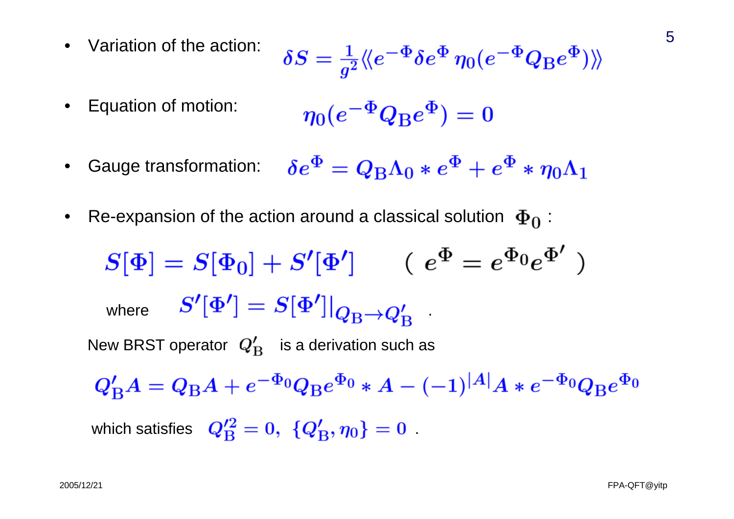- Variation of the action: $$\delta S = \frac{1}{g^2}\langle\langle e^{-\Phi}\delta e^{\Phi}\,\eta_0(e^{-\Phi}Q_{\rm B}e^{\Phi})\rangle\rangle$$

- Equation of motion: $$\eta_0(e^{-\Phi}Q_{\rm B}e^{\Phi}) = 0$$

- Gauge transformation: $$\delta e^{\Phi} = Q_{\rm B}\Lambda_0 * e^{\Phi} + e^{\Phi} * \eta_0\Lambda_1$$

- Re-expansion of the action around a classical solution $\Phi_0$ :

$$S[\Phi] = S[\Phi_0] + S'[\Phi'] \qquad (\ e^{\Phi} = e^{\Phi_0}e^{\Phi'}\ )$$

where $$S'[\Phi'] = S[\Phi']|_{Q_{\rm B}\to Q'_{\rm B}} \ .$$

New BRST operator $Q'_{\rm B}$ is a derivation such as

$$Q'_{\rm B}A = Q_{\rm B}A + e^{-\Phi_0}Q_{\rm B}e^{\Phi_0} * A - (-1)^{|A|}A * e^{-\Phi_0}Q_{\rm B}e^{\Phi_0}$$

which satisfies $Q'^2_{\rm B} = 0,\ \{Q'_{\rm B}, \eta_0\} = 0$ .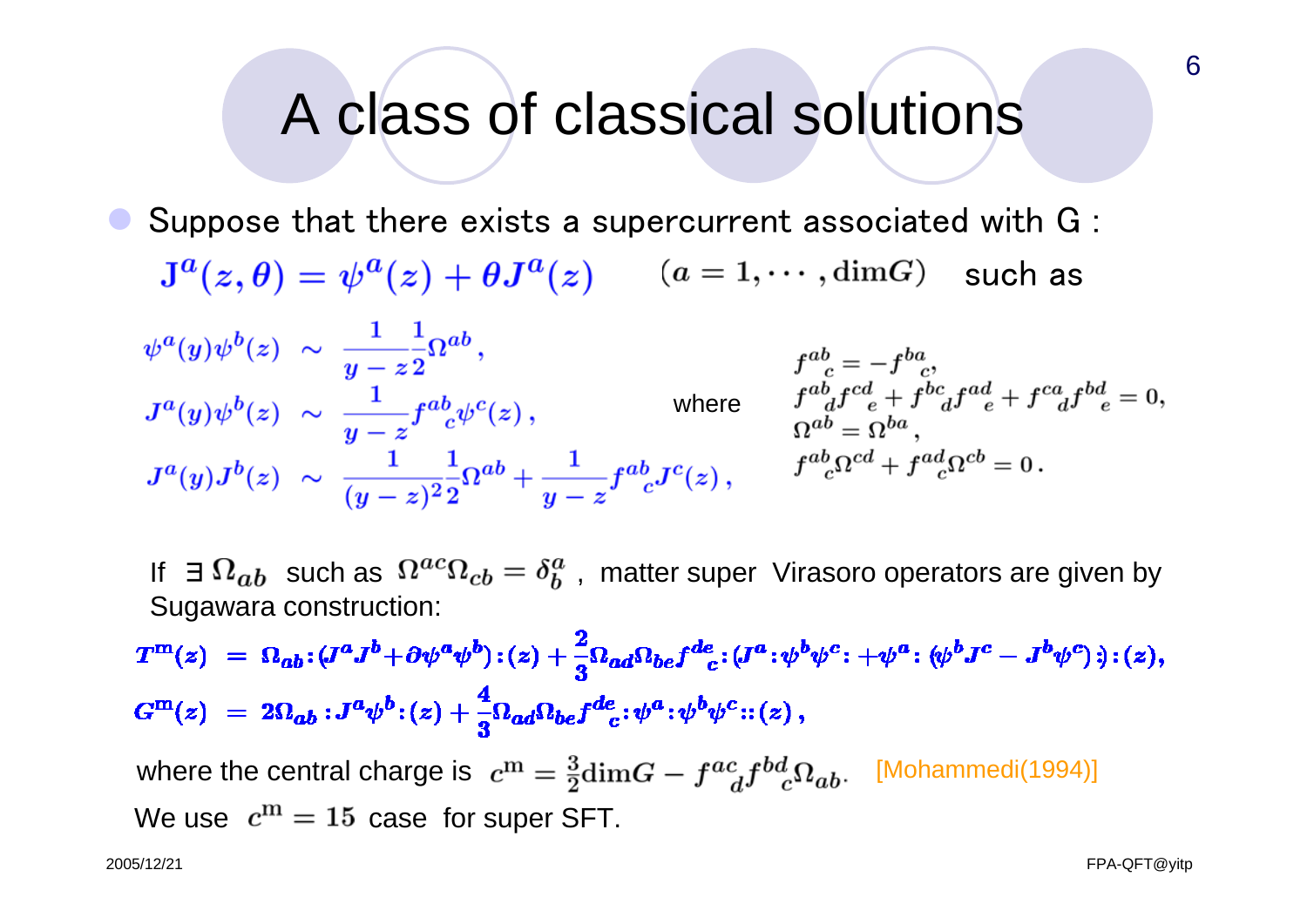# A class of classical solutions

- Suppose that there exists a supercurrent associated with G :

$$\mathbf{J}^a(z,\theta) = \psi^a(z) + \theta J^a(z) \qquad (a = 1, \cdots, \mathrm{dim}G) \quad \text{such as}$$

$$\begin{aligned}
\psi^a(y)\psi^b(z) &\sim \frac{1}{y-z}\frac{1}{2}\Omega^{ab}, \\
J^a(y)\psi^b(z) &\sim \frac{1}{y-z} f^{ab}{}_c \psi^c(z), \\
J^a(y)J^b(z) &\sim \frac{1}{(y-z)^2}\frac{1}{2}\Omega^{ab} + \frac{1}{y-z} f^{ab}{}_c J^c(z),
\end{aligned}$$

where

$$\begin{aligned}
& f^{ab}{}_c = -f^{ba}{}_c, \\
& f^{ab}{}_d f^{cd}{}_e + f^{bc}{}_d f^{ad}{}_e + f^{ca}{}_d f^{bd}{}_e = 0, \\
& \Omega^{ab} = \Omega^{ba}, \\
& f^{ab}{}_c \Omega^{cd} + f^{ad}{}_c \Omega^{cb} = 0.
\end{aligned}$$

If $\exists\, \Omega_{ab}$ such as $\Omega^{ac}\Omega_{cb} = \delta^a_b$ , matter super Virasoro operators are given by Sugawara construction:

$$\begin{aligned}
T^{\mathrm{m}}(z) &= \Omega_{ab} : (J^a J^b + \partial\psi^a \psi^b) : (z) + \frac{2}{3}\Omega_{ad}\Omega_{be} f^{de}{}_c : (J^a : \psi^b \psi^c : + \psi^a : (\psi^b J^c - J^b \psi^c) :) : (z), \\
G^{\mathrm{m}}(z) &= 2\Omega_{ab} : J^a \psi^b : (z) + \frac{4}{3}\Omega_{ad}\Omega_{be} f^{de}{}_c : \psi^a : \psi^b \psi^c :: (z),
\end{aligned}$$

where the central charge is $c^{\mathrm{m}} = \frac{3}{2}\mathrm{dim}G - f^{ac}{}_d f^{bd}{}_c \Omega_{ab}.$ [Mohammedi(1994)]

We use $c^{\mathrm{m}} = 15$ case for super SFT.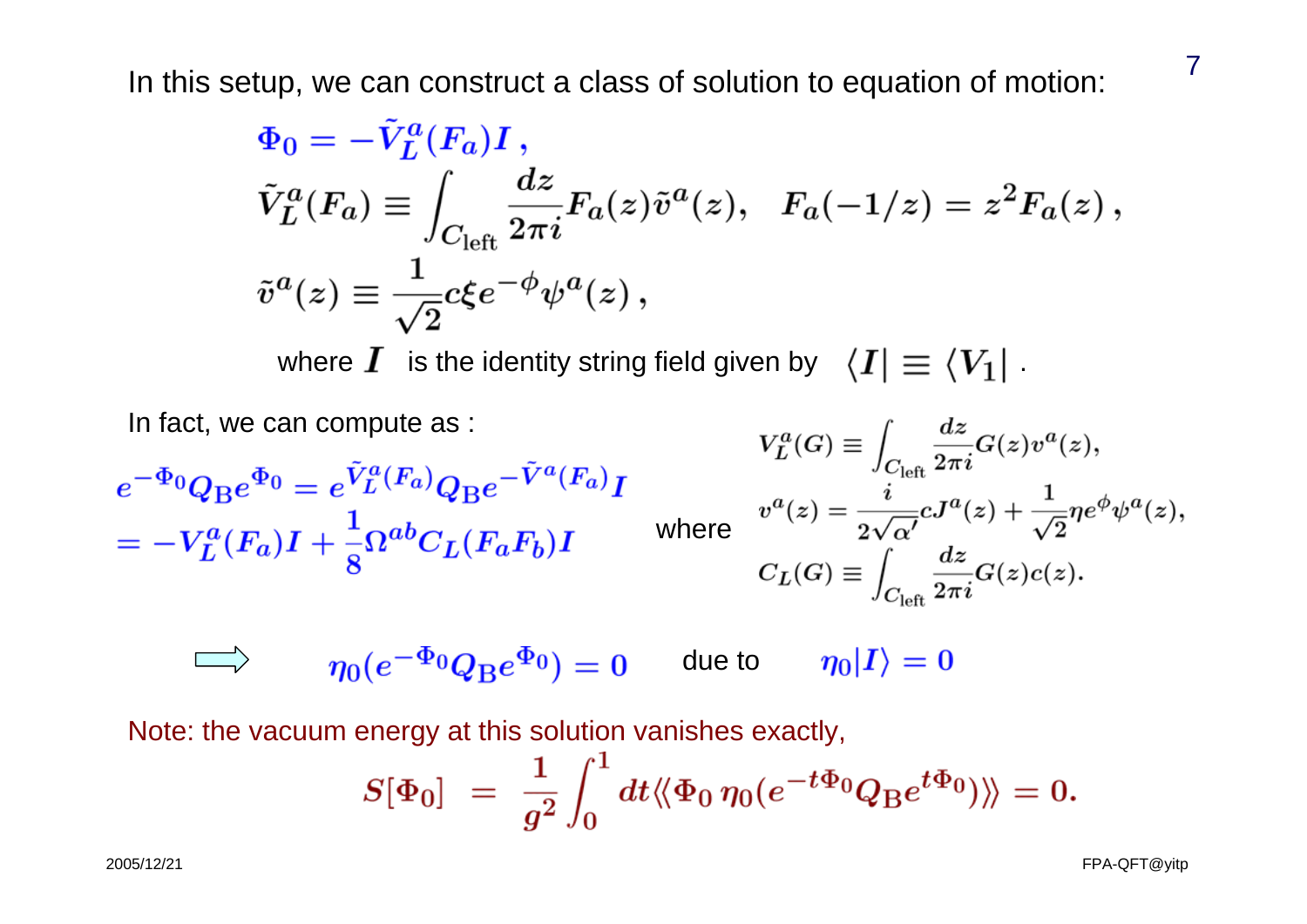In this setup, we can construct a class of solution to equation of motion:

$$\Phi_0 = -\tilde{V}_L^a(F_a) I \,,$$

$$\tilde{V}_L^a(F_a) \equiv \int_{C_{\rm left}} \frac{dz}{2\pi i} F_a(z) \tilde{v}^a(z), \quad F_a(-1/z) = z^2 F_a(z) \,,$$

$$\tilde{v}^a(z) \equiv \frac{1}{\sqrt{2}} c\xi e^{-\phi} \psi^a(z) \,,$$

where $I$ is the identity string field given by $\langle I | \equiv \langle V_1 |$ .

In fact, we can compute as :

$$e^{-\Phi_0} Q_{\rm B} e^{\Phi_0} = e^{\tilde{V}_L^a(F_a)} Q_{\rm B} e^{-\tilde{V}^a(F_a)} I$$

$$= -V_L^a(F_a) I + \frac{1}{8} \Omega^{ab} C_L(F_a F_b) I$$

where

$$V_L^a(G) \equiv \int_{C_{\rm left}} \frac{dz}{2\pi i} G(z) v^a(z),$$

$$v^a(z) = \frac{i}{2\sqrt{\alpha'}} c J^a(z) + \frac{1}{\sqrt{2}} \eta e^{\phi} \psi^a(z),$$

$$C_L(G) \equiv \int_{C_{\rm left}} \frac{dz}{2\pi i} G(z) c(z).$$

$\Longrightarrow$ $\quad \eta_0(e^{-\Phi_0} Q_{\rm B} e^{\Phi_0}) = 0 \quad$ due to $\quad \eta_0 | I \rangle = 0$

Note: the vacuum energy at this solution vanishes exactly,

$$S[\Phi_0] \;=\; \frac{1}{g^2} \int_0^1 dt \langle\langle \Phi_0 \, \eta_0(e^{-t\Phi_0} Q_{\rm B} e^{t\Phi_0}) \rangle\rangle = 0.$$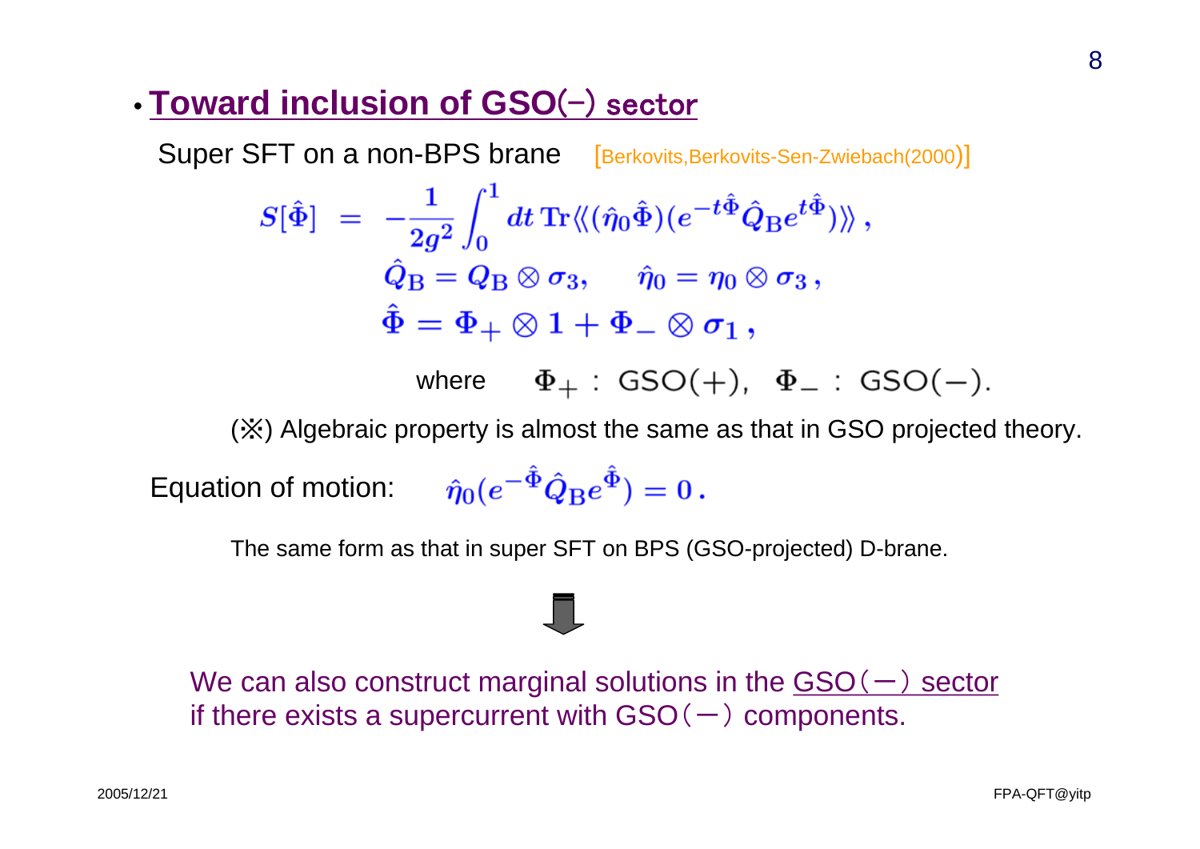## • Toward inclusion of GSO(−) sector

Super SFT on a non-BPS brane [Berkovits,Berkovits-Sen-Zwiebach(2000)]

$$S[\hat{\Phi}] \;=\; -\frac{1}{2g^2}\int_0^1 dt\,\mathrm{Tr}\langle\langle(\hat{\eta}_0\hat{\Phi})(e^{-t\hat{\Phi}}\hat{Q}_{\mathrm{B}}e^{t\hat{\Phi}})\rangle\rangle\,,$$

$$\hat{Q}_{\mathrm{B}} = Q_{\mathrm{B}}\otimes\sigma_3,\qquad \hat{\eta}_0 = \eta_0\otimes\sigma_3\,,$$

$$\hat{\Phi} = \Phi_+\otimes 1 + \Phi_-\otimes\sigma_1\,,$$

where $\Phi_+$ : GSO(+), $\Phi_-$ : GSO(−).

(※) Algebraic property is almost the same as that in GSO projected theory.

Equation of motion: $\hat{\eta}_0(e^{-\hat{\Phi}}\hat{Q}_{\mathrm{B}}e^{\hat{\Phi}}) = 0\,.$

The same form as that in super SFT on BPS (GSO-projected) D-brane.

⇓

We can also construct marginal solutions in the GSO(−) sector if there exists a supercurrent with GSO(−) components.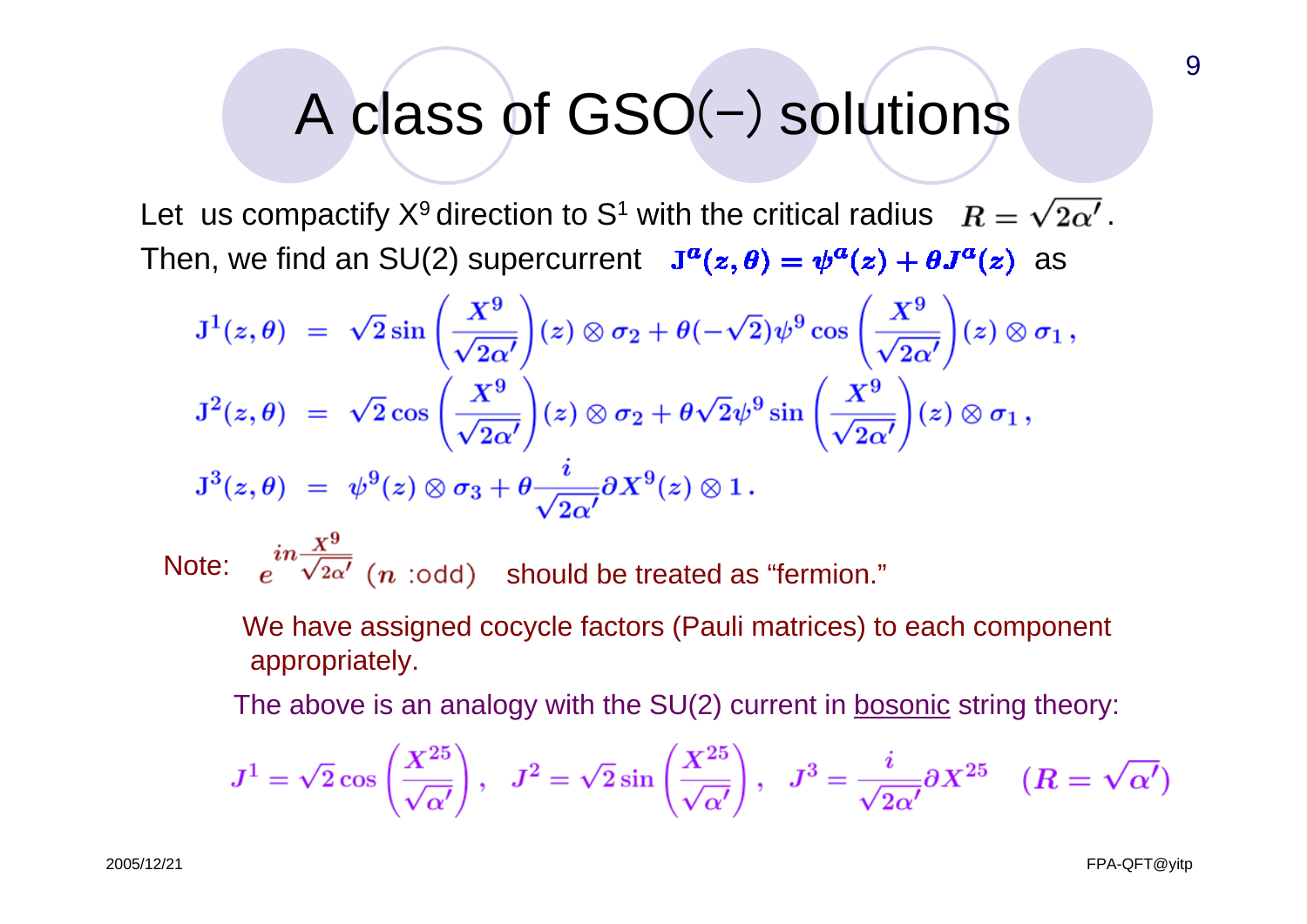# A class of GSO(−) solutions

Let us compactify $X^9$ direction to $S^1$ with the critical radius $R = \sqrt{2\alpha'}$.
Then, we find an SU(2) supercurrent $\mathrm{J}^a(z,\theta) = \psi^a(z) + \theta J^a(z)$ as

$$
\begin{aligned}
\mathrm{J}^1(z,\theta) &= \sqrt{2}\sin\left(\frac{X^9}{\sqrt{2\alpha'}}\right)(z)\otimes\sigma_2 + \theta(-\sqrt{2})\psi^9\cos\left(\frac{X^9}{\sqrt{2\alpha'}}\right)(z)\otimes\sigma_1\,,\\
\mathrm{J}^2(z,\theta) &= \sqrt{2}\cos\left(\frac{X^9}{\sqrt{2\alpha'}}\right)(z)\otimes\sigma_2 + \theta\sqrt{2}\psi^9\sin\left(\frac{X^9}{\sqrt{2\alpha'}}\right)(z)\otimes\sigma_1\,,\\
\mathrm{J}^3(z,\theta) &= \psi^9(z)\otimes\sigma_3 + \theta\frac{i}{\sqrt{2\alpha'}}\partial X^9(z)\otimes 1\,.
\end{aligned}
$$

Note: $e^{in\frac{X^9}{\sqrt{2\alpha'}}}$ ($n$ :odd) should be treated as "fermion."

We have assigned cocycle factors (Pauli matrices) to each component appropriately.

The above is an analogy with the SU(2) current in <u>bosonic</u> string theory:

$$
J^1 = \sqrt{2}\cos\left(\frac{X^{25}}{\sqrt{\alpha'}}\right),\quad J^2 = \sqrt{2}\sin\left(\frac{X^{25}}{\sqrt{\alpha'}}\right),\quad J^3 = \frac{i}{\sqrt{2\alpha'}}\partial X^{25}\quad (R=\sqrt{\alpha'})
$$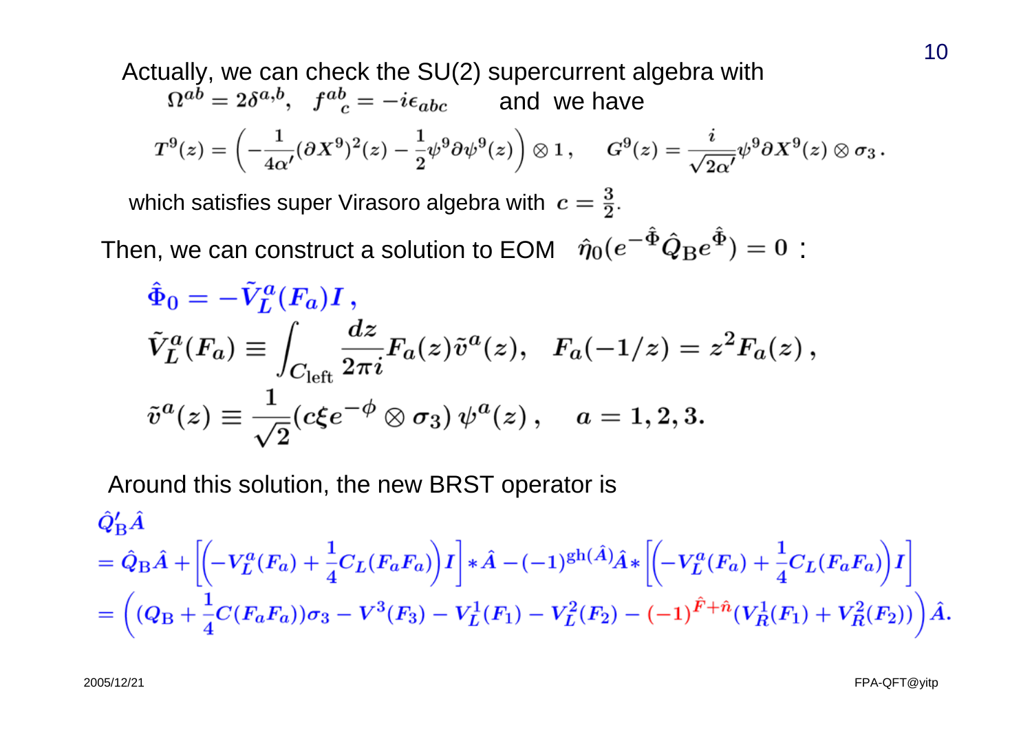Actually, we can check the SU(2) supercurrent algebra with

$\Omega^{ab} = 2\delta^{a,b}, \quad f^{ab}{}_{c} = -i\epsilon_{abc}$ and we have

$$T^9(z) = \left(-\frac{1}{4\alpha'}(\partial X^9)^2(z) - \frac{1}{2}\psi^9\partial\psi^9(z)\right)\otimes 1, \qquad G^9(z) = \frac{i}{\sqrt{2\alpha'}}\psi^9\partial X^9(z)\otimes\sigma_3 .$$

which satisfies super Virasoro algebra with $c = \frac{3}{2}$.

Then, we can construct a solution to EOM $\hat{\eta}_0(e^{-\hat{\Phi}}\hat{Q}_{\rm B}e^{\hat{\Phi}}) = 0$ :

$$\begin{aligned}
&\hat{\Phi}_0 = -\tilde{V}^a_L(F_a)I\,,\\
&\tilde{V}^a_L(F_a) \equiv \int_{C_{\rm left}}\frac{dz}{2\pi i}F_a(z)\tilde{v}^a(z), \quad F_a(-1/z) = z^2F_a(z)\,,\\
&\tilde{v}^a(z) \equiv \frac{1}{\sqrt{2}}(c\xi e^{-\phi}\otimes\sigma_3)\,\psi^a(z)\,, \quad a = 1,2,3.
\end{aligned}$$

Around this solution, the new BRST operator is

$$\begin{aligned}
&\hat{Q}'_{\rm B}\hat{A}\\
&= \hat{Q}_{\rm B}\hat{A} + \left[\left(-V^a_L(F_a) + \frac{1}{4}C_L(F_aF_a)\right)I\right]*\hat{A} - (-1)^{{\rm gh}(\hat{A})}\hat{A}*\left[\left(-V^a_L(F_a) + \frac{1}{4}C_L(F_aF_a)\right)I\right]\\
&= \left((Q_{\rm B} + \frac{1}{4}C(F_aF_a))\sigma_3 - V^3(F_3) - V^1_L(F_1) - V^2_L(F_2) - (-1)^{\hat{F}+\hat{n}}(V^1_R(F_1) + V^2_R(F_2))\right)\hat{A}.
\end{aligned}$$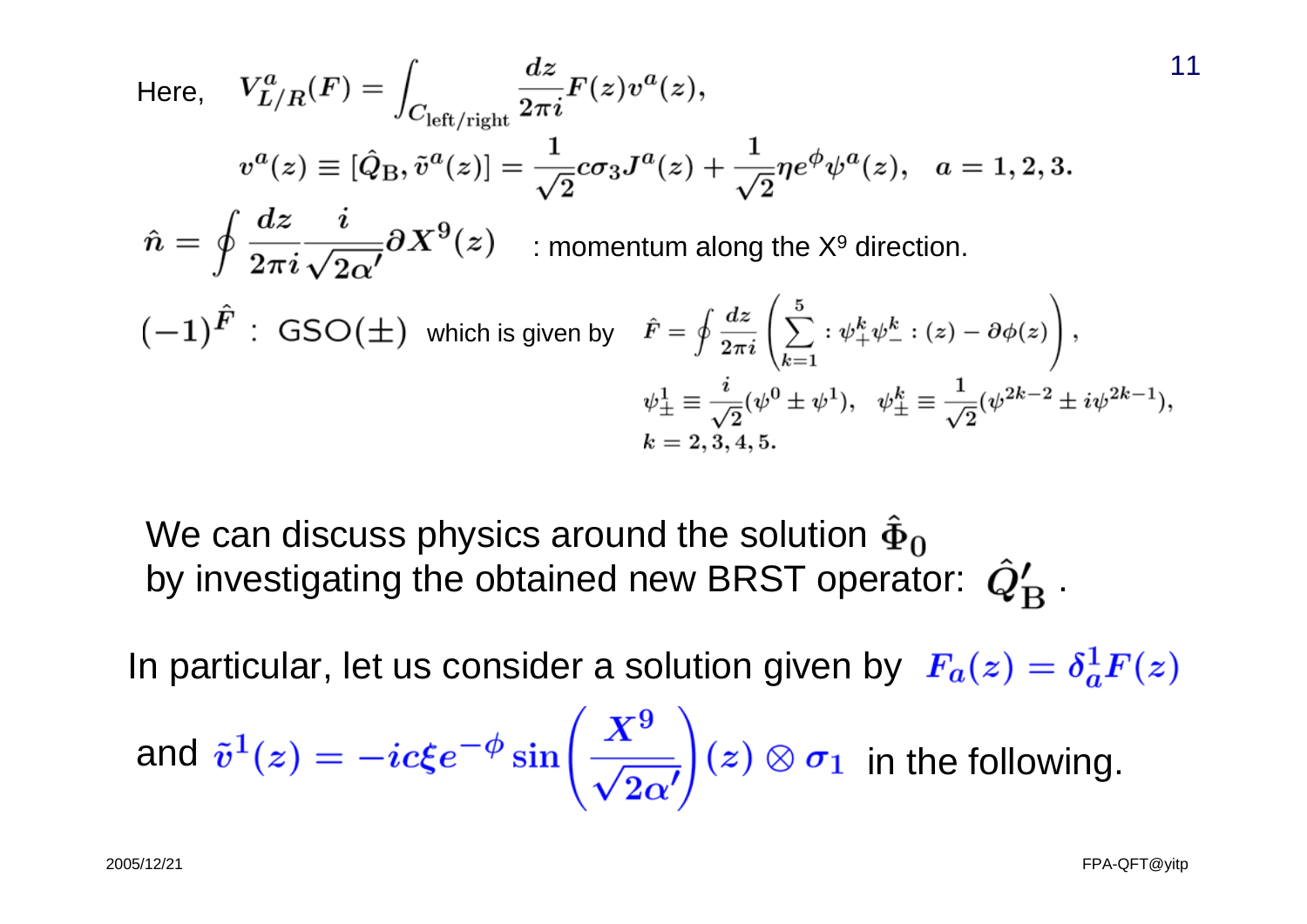Here, $V^a_{L/R}(F) = \int_{C_{\text{left/right}}} \frac{dz}{2\pi i} F(z) v^a(z),$

$$v^a(z) \equiv [\hat{Q}_{\text{B}}, \tilde{v}^a(z)] = \frac{1}{\sqrt{2}} c\sigma_3 J^a(z) + \frac{1}{\sqrt{2}} \eta e^{\phi} \psi^a(z), \quad a = 1, 2, 3.$$

$\hat{n} = \oint \frac{dz}{2\pi i} \frac{i}{\sqrt{2\alpha'}} \partial X^9(z)$ : momentum along the $X^9$ direction.

$(-1)^{\hat{F}}$ : GSO($\pm$) which is given by

$$\hat{F} = \oint \frac{dz}{2\pi i} \left( \sum_{k=1}^{5} :\psi^k_+ \psi^k_- :(z) - \partial\phi(z) \right),$$

$$\psi^1_\pm \equiv \frac{i}{\sqrt{2}}(\psi^0 \pm \psi^1), \quad \psi^k_\pm \equiv \frac{1}{\sqrt{2}}(\psi^{2k-2} \pm i\psi^{2k-1}),$$
$$k = 2, 3, 4, 5.$$

We can discuss physics around the solution $\hat{\Phi}_0$ by investigating the obtained new BRST operator: $\hat{Q}'_{\text{B}}$ .

In particular, let us consider a solution given by $F_a(z) = \delta^1_a F(z)$ and $\tilde{v}^1(z) = -ic\xi e^{-\phi} \sin\left(\frac{X^9}{\sqrt{2\alpha'}}\right)(z) \otimes \sigma_1$ in the following.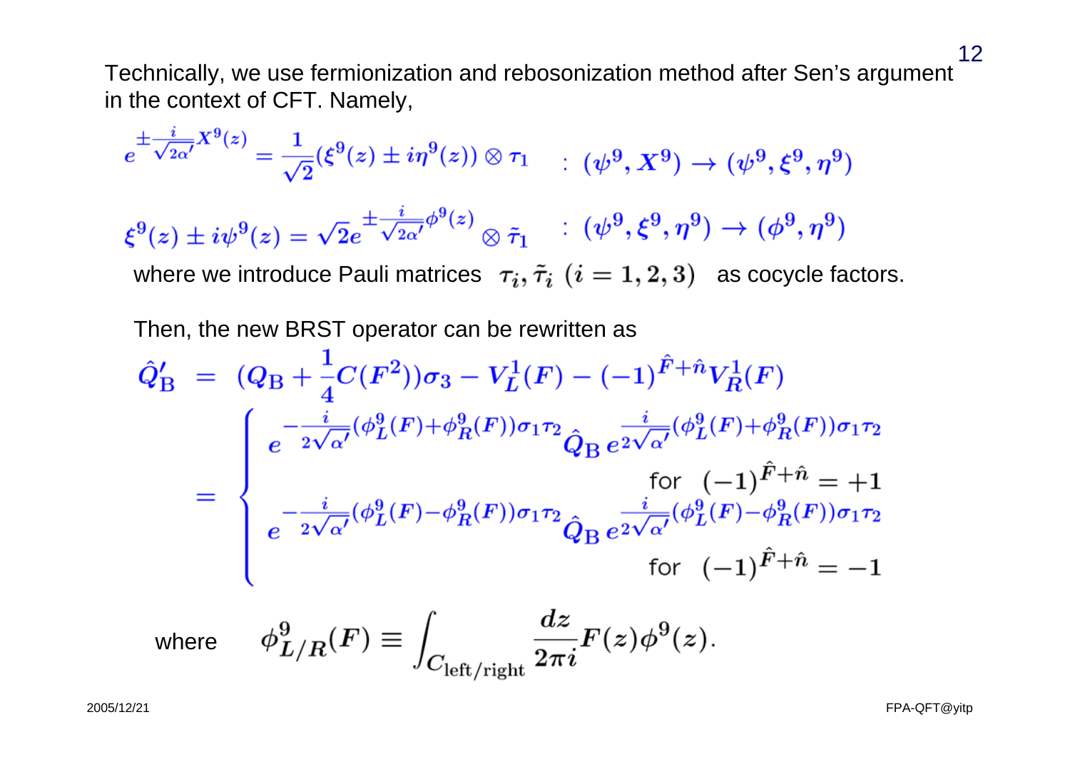Technically, we use fermionization and rebosonization method after Sen's argument in the context of CFT. Namely,

$$e^{\pm \frac{i}{\sqrt{2\alpha'}} X^9(z)} = \frac{1}{\sqrt{2}} (\xi^9(z) \pm i\eta^9(z)) \otimes \tau_1 \quad : (\psi^9, X^9) \to (\psi^9, \xi^9, \eta^9)$$

$$\xi^9(z) \pm i\psi^9(z) = \sqrt{2} e^{\pm \frac{i}{\sqrt{2\alpha'}} \phi^9(z)} \otimes \tilde{\tau}_1 \quad : (\psi^9, \xi^9, \eta^9) \to (\phi^9, \eta^9)$$

where we introduce Pauli matrices $\tau_i, \tilde{\tau}_i \ (i = 1, 2, 3)$ as cocycle factors.

Then, the new BRST operator can be rewritten as

$$\begin{aligned} \hat{Q}'_{\rm B} &= (Q_{\rm B} + \frac{1}{4} C(F^2))\sigma_3 - V^1_L(F) - (-1)^{\hat{F}+\hat{n}} V^1_R(F) \\ &= \begin{cases} e^{-\frac{i}{2\sqrt{\alpha'}}(\phi^9_L(F)+\phi^9_R(F))\sigma_1\tau_2} \hat{Q}_{\rm B} \, e^{\frac{i}{2\sqrt{\alpha'}}(\phi^9_L(F)+\phi^9_R(F))\sigma_1\tau_2} & \text{for } (-1)^{\hat{F}+\hat{n}} = +1 \\ e^{-\frac{i}{2\sqrt{\alpha'}}(\phi^9_L(F)-\phi^9_R(F))\sigma_1\tau_2} \hat{Q}_{\rm B} \, e^{\frac{i}{2\sqrt{\alpha'}}(\phi^9_L(F)-\phi^9_R(F))\sigma_1\tau_2} & \text{for } (-1)^{\hat{F}+\hat{n}} = -1 \end{cases} \end{aligned}$$

where $\quad \phi^9_{L/R}(F) \equiv \int_{C_{\rm left/right}} \frac{dz}{2\pi i} F(z)\phi^9(z).$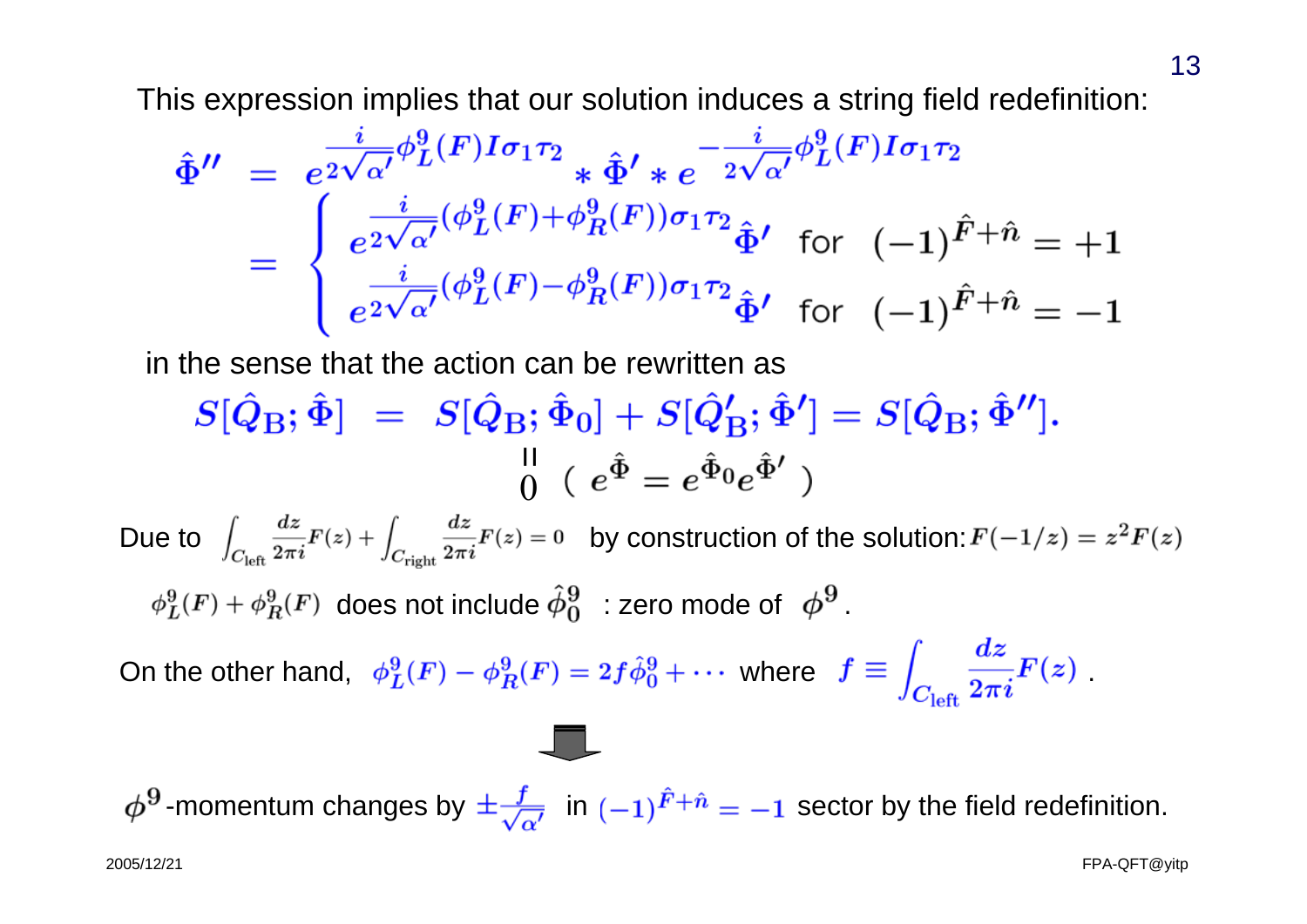This expression implies that our solution induces a string field redefinition:

$$
\begin{aligned}
\hat{\Phi}'' &= e^{\frac{i}{2\sqrt{\alpha'}}\phi^9_L(F) I \sigma_1 \tau_2} * \hat{\Phi}' * e^{-\frac{i}{2\sqrt{\alpha'}}\phi^9_L(F) I \sigma_1 \tau_2} \\
&= \begin{cases} e^{\frac{i}{2\sqrt{\alpha'}}(\phi^9_L(F)+\phi^9_R(F))\sigma_1 \tau_2}\hat{\Phi}' & \text{for } (-1)^{\hat{F}+\hat{n}} = +1 \\ e^{\frac{i}{2\sqrt{\alpha'}}(\phi^9_L(F)-\phi^9_R(F))\sigma_1 \tau_2}\hat{\Phi}' & \text{for } (-1)^{\hat{F}+\hat{n}} = -1 \end{cases}
\end{aligned}
$$

in the sense that the action can be rewritten as

$$
S[\hat{Q}_{\rm B};\hat{\Phi}] = S[\hat{Q}_{\rm B};\hat{\Phi}_0] + S[\hat{Q}'_{\rm B};\hat{\Phi}'] = S[\hat{Q}_{\rm B};\hat{\Phi}''].
$$

$$
S[\hat{Q}_{\rm B};\hat{\Phi}_0] = 0 \quad ( e^{\hat{\Phi}} = e^{\hat{\Phi}_0} e^{\hat{\Phi}'} )
$$

Due to $\int_{C_{\rm left}} \frac{dz}{2\pi i} F(z) + \int_{C_{\rm right}} \frac{dz}{2\pi i} F(z) = 0$ by construction of the solution: $F(-1/z) = z^2 F(z)$

$\phi^9_L(F) + \phi^9_R(F)$ does not include $\hat{\phi}^9_0$ : zero mode of $\phi^9$.

On the other hand, $\phi^9_L(F) - \phi^9_R(F) = 2f\hat{\phi}^9_0 + \cdots$ where $f \equiv \int_{C_{\rm left}} \frac{dz}{2\pi i} F(z)$.

⇓

$\phi^9$-momentum changes by $\pm\frac{f}{\sqrt{\alpha'}}$ in $(-1)^{\hat{F}+\hat{n}} = -1$ sector by the field redefinition.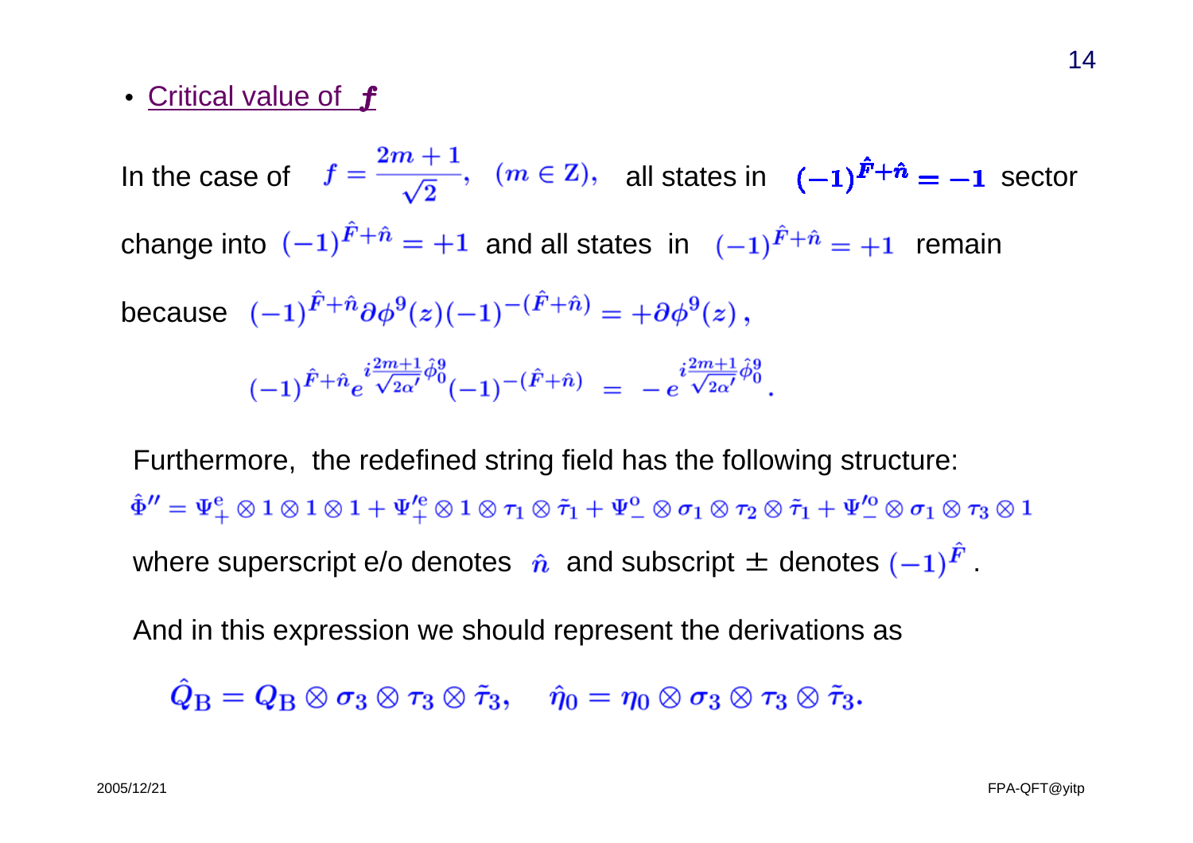- Critical value of $f$

In the case of $f = \frac{2m+1}{\sqrt{2}}, \quad (m \in \mathrm{Z}),$ all states in $(-1)^{\hat{F}+\hat{n}} = -1$ sector change into $(-1)^{\hat{F}+\hat{n}} = +1$ and all states in $(-1)^{\hat{F}+\hat{n}} = +1$ remain because

$$(-1)^{\hat{F}+\hat{n}} \partial\phi^9(z)(-1)^{-(\hat{F}+\hat{n})} = +\partial\phi^9(z)\,,$$

$$(-1)^{\hat{F}+\hat{n}} e^{i\frac{2m+1}{\sqrt{2\alpha'}}\hat{\phi}_0^9}(-1)^{-(\hat{F}+\hat{n})} = -e^{i\frac{2m+1}{\sqrt{2\alpha'}}\hat{\phi}_0^9}.$$

Furthermore, the redefined string field has the following structure:

$$\hat{\Phi}'' = \Psi_+^{\mathrm{e}} \otimes 1 \otimes 1 \otimes 1 + \Psi_+'^{\mathrm{e}} \otimes 1 \otimes \tau_1 \otimes \tilde{\tau}_1 + \Psi_-^{\mathrm{o}} \otimes \sigma_1 \otimes \tau_2 \otimes \tilde{\tau}_1 + \Psi_-'^{\mathrm{o}} \otimes \sigma_1 \otimes \tau_3 \otimes 1$$

where superscript e/o denotes $\hat{n}$ and subscript $\pm$ denotes $(-1)^{\hat{F}}$.

And in this expression we should represent the derivations as

$$\hat{Q}_{\mathrm{B}} = Q_{\mathrm{B}} \otimes \sigma_3 \otimes \tau_3 \otimes \tilde{\tau}_3, \quad \hat{\eta}_0 = \eta_0 \otimes \sigma_3 \otimes \tau_3 \otimes \tilde{\tau}_3.$$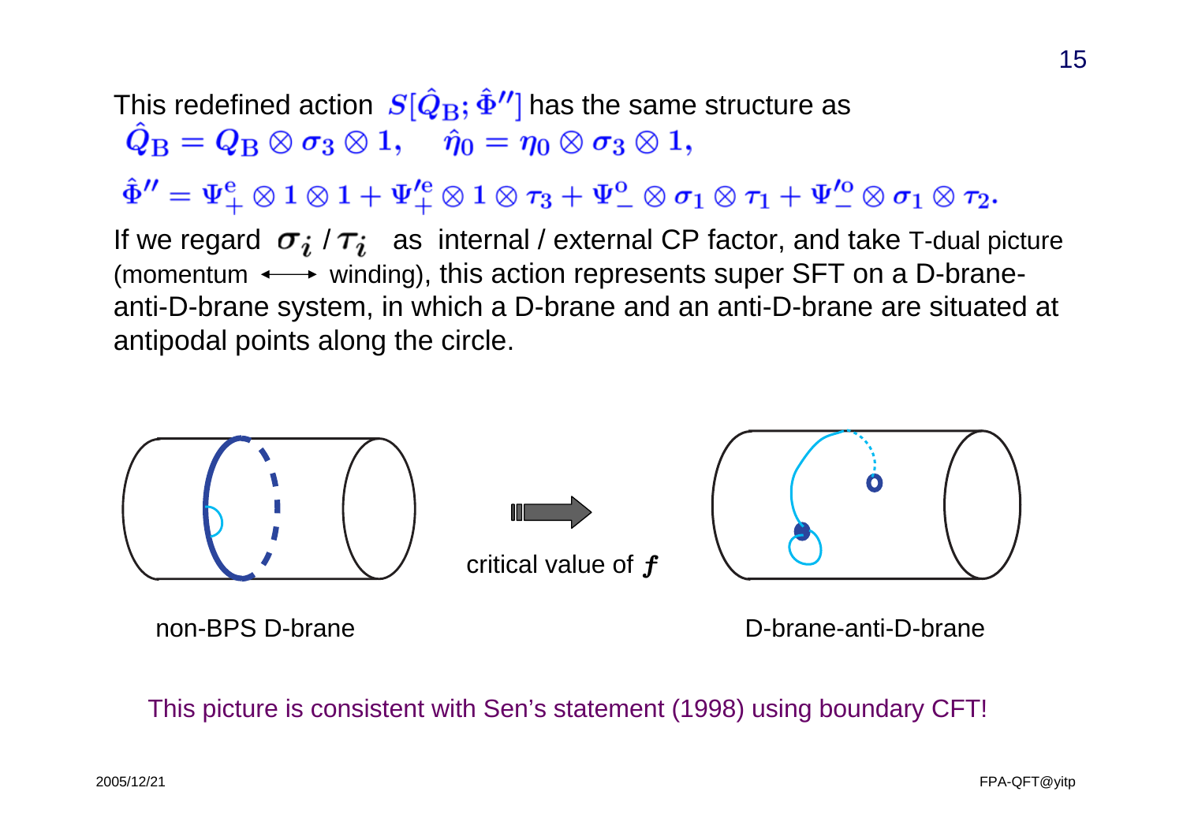This redefined action $S[\hat{Q}_{\rm B};\hat{\Phi}'']$ has the same structure as

$$\hat{Q}_{\rm B} = Q_{\rm B}\otimes\sigma_3\otimes 1, \quad \hat{\eta}_0 = \eta_0\otimes\sigma_3\otimes 1,$$

$$\hat{\Phi}'' = \Psi_+^{\rm e}\otimes 1\otimes 1 + \Psi_+^{\prime\rm e}\otimes 1\otimes\tau_3 + \Psi_-^{\rm o}\otimes\sigma_1\otimes\tau_1 + \Psi_-^{\prime\rm o}\otimes\sigma_1\otimes\tau_2.$$

If we regard $\sigma_i$ / $\tau_i$ as internal / external CP factor, and take T-dual picture (momentum $\longleftrightarrow$ winding), this action represents super SFT on a D-brane-anti-D-brane system, in which a D-brane and an anti-D-brane are situated at antipodal points along the circle.

critical value of $f$

non-BPS D-brane

D-brane-anti-D-brane

This picture is consistent with Sen's statement (1998) using boundary CFT!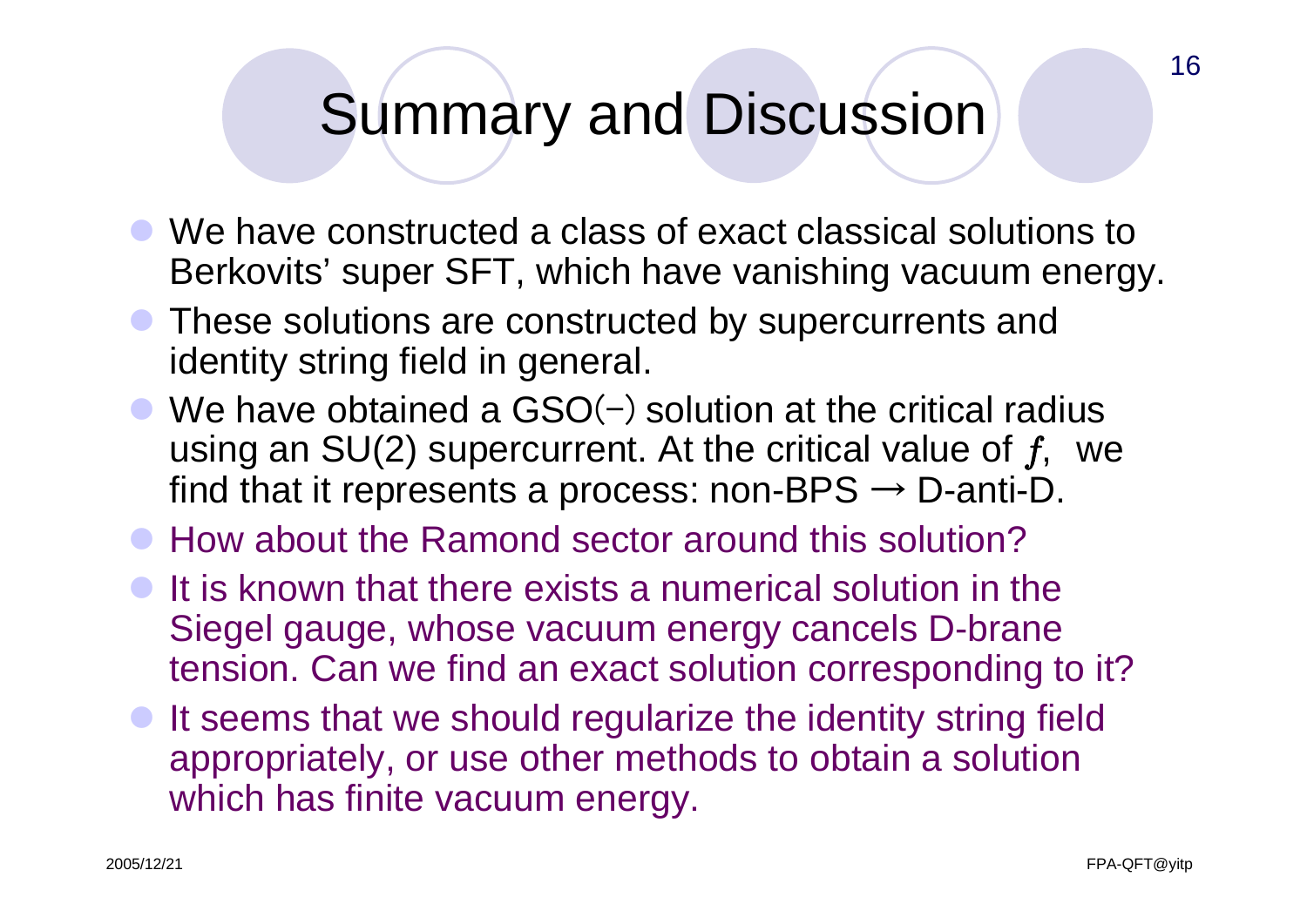# Summary and Discussion

- We have constructed a class of exact classical solutions to Berkovits' super SFT, which have vanishing vacuum energy.
- These solutions are constructed by supercurrents and identity string field in general.
- We have obtained a GSO(−) solution at the critical radius using an SU(2) supercurrent. At the critical value of $f$, we find that it represents a process: non-BPS → D-anti-D.
- How about the Ramond sector around this solution?
- It is known that there exists a numerical solution in the Siegel gauge, whose vacuum energy cancels D-brane tension. Can we find an exact solution corresponding to it?
- It seems that we should regularize the identity string field appropriately, or use other methods to obtain a solution which has finite vacuum energy.